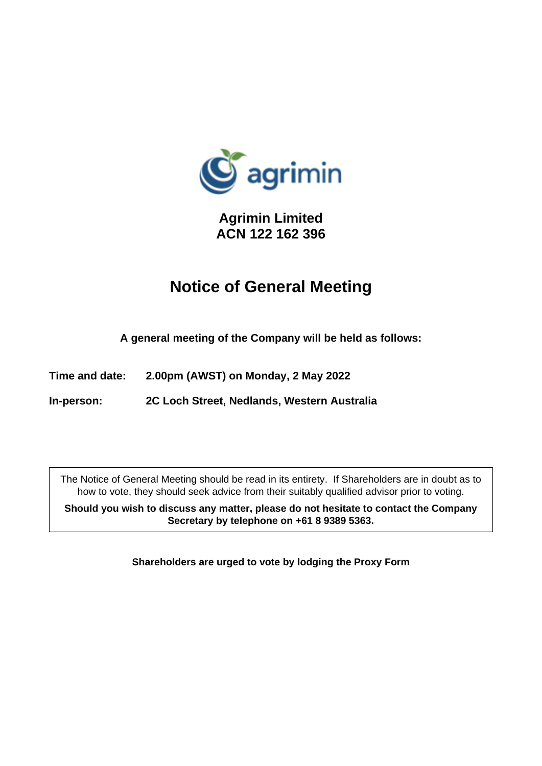# Agrimin Limited
# ACN 122 162 396

# Notice of General Meeting

**A general meeting of the Company will be held as follows:**

**Time and date:** **2.00pm (AWST) on Monday, 2 May 2022**

**In-person:** **2C Loch Street, Nedlands, Western Australia**

The Notice of General Meeting should be read in its entirety. If Shareholders are in doubt as to how to vote, they should seek advice from their suitably qualified advisor prior to voting.

**Should you wish to discuss any matter, please do not hesitate to contact the Company Secretary by telephone on +61 8 9389 5363.**

**Shareholders are urged to vote by lodging the Proxy Form**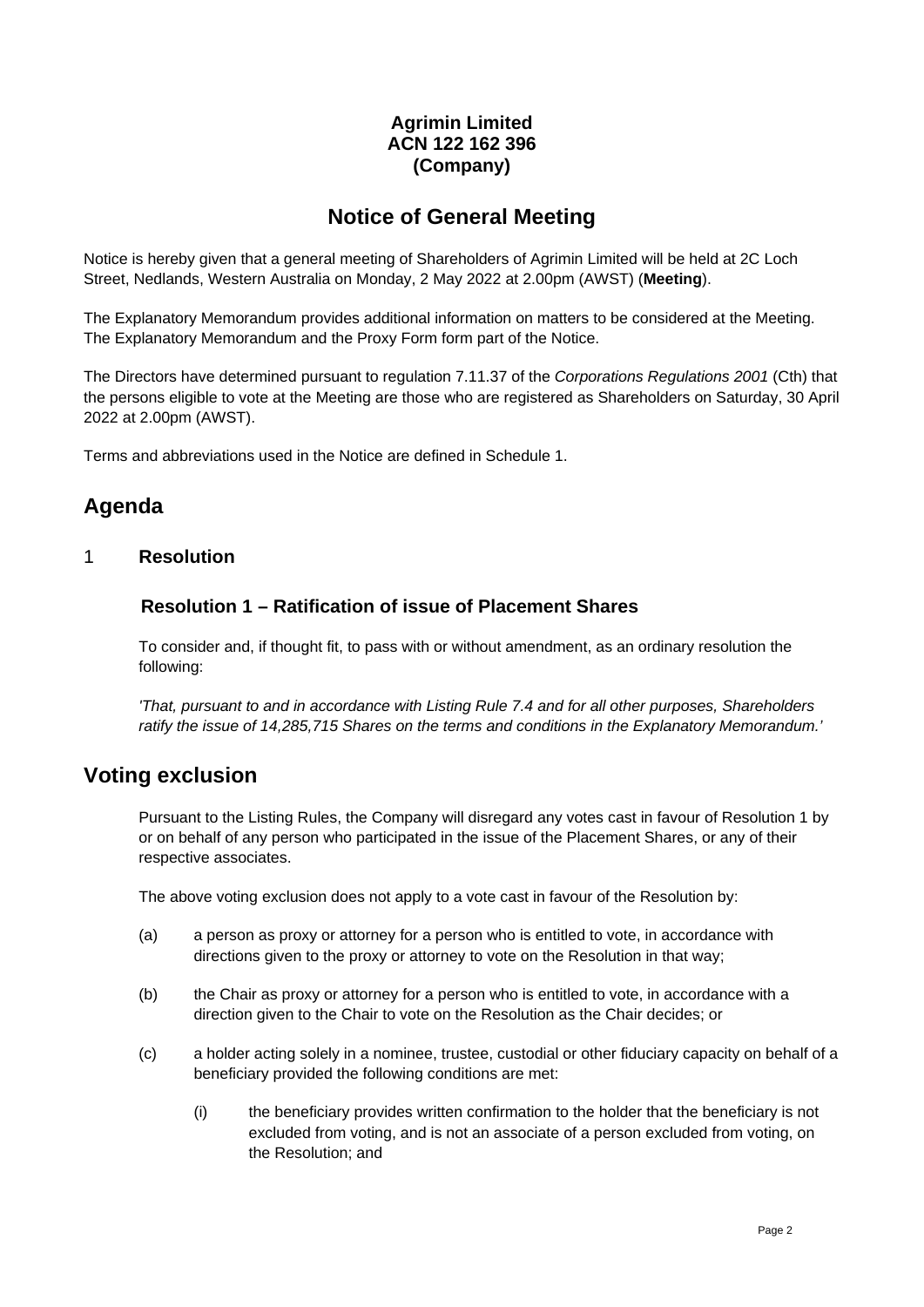**Agrimin Limited**
**ACN 122 162 396**
**(Company)**

# Notice of General Meeting

Notice is hereby given that a general meeting of Shareholders of Agrimin Limited will be held at 2C Loch Street, Nedlands, Western Australia on Monday, 2 May 2022 at 2.00pm (AWST) (**Meeting**).

The Explanatory Memorandum provides additional information on matters to be considered at the Meeting. The Explanatory Memorandum and the Proxy Form form part of the Notice.

The Directors have determined pursuant to regulation 7.11.37 of the *Corporations Regulations 2001* (Cth) that the persons eligible to vote at the Meeting are those who are registered as Shareholders on Saturday, 30 April 2022 at 2.00pm (AWST).

Terms and abbreviations used in the Notice are defined in Schedule 1.

## Agenda

### 1 Resolution

#### Resolution 1 – Ratification of issue of Placement Shares

To consider and, if thought fit, to pass with or without amendment, as an ordinary resolution the following:

*'That, pursuant to and in accordance with Listing Rule 7.4 and for all other purposes, Shareholders ratify the issue of 14,285,715 Shares on the terms and conditions in the Explanatory Memorandum.'*

## Voting exclusion

Pursuant to the Listing Rules, the Company will disregard any votes cast in favour of Resolution 1 by or on behalf of any person who participated in the issue of the Placement Shares, or any of their respective associates.

The above voting exclusion does not apply to a vote cast in favour of the Resolution by:

(a) a person as proxy or attorney for a person who is entitled to vote, in accordance with directions given to the proxy or attorney to vote on the Resolution in that way;

(b) the Chair as proxy or attorney for a person who is entitled to vote, in accordance with a direction given to the Chair to vote on the Resolution as the Chair decides; or

(c) a holder acting solely in a nominee, trustee, custodial or other fiduciary capacity on behalf of a beneficiary provided the following conditions are met:

(i) the beneficiary provides written confirmation to the holder that the beneficiary is not excluded from voting, and is not an associate of a person excluded from voting, on the Resolution; and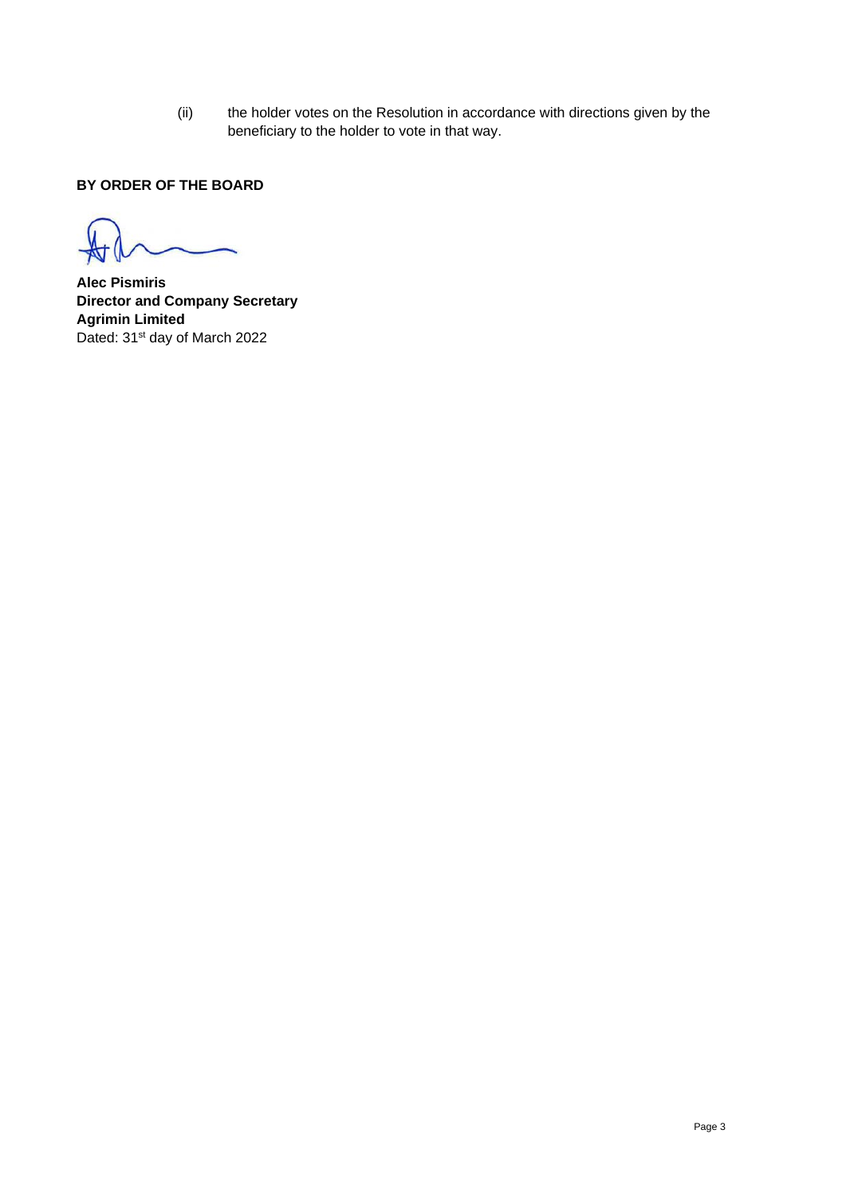(ii) the holder votes on the Resolution in accordance with directions given by the beneficiary to the holder to vote in that way.

**BY ORDER OF THE BOARD**

**Alec Pismiris**
**Director and Company Secretary**
**Agrimin Limited**
Dated: 31st day of March 2022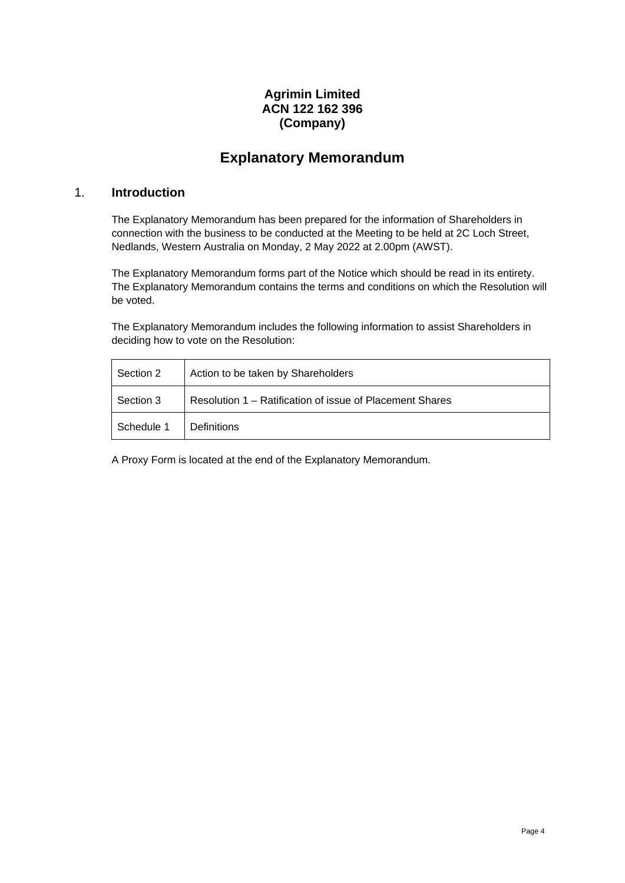**Agrimin Limited**
**ACN 122 162 396**
**(Company)**

# Explanatory Memorandum

## 1. Introduction

The Explanatory Memorandum has been prepared for the information of Shareholders in connection with the business to be conducted at the Meeting to be held at 2C Loch Street, Nedlands, Western Australia on Monday, 2 May 2022 at 2.00pm (AWST).

The Explanatory Memorandum forms part of the Notice which should be read in its entirety. The Explanatory Memorandum contains the terms and conditions on which the Resolution will be voted.

The Explanatory Memorandum includes the following information to assist Shareholders in deciding how to vote on the Resolution:

| | |
|---|---|
| Section 2 | Action to be taken by Shareholders |
| Section 3 | Resolution 1 – Ratification of issue of Placement Shares |
| Schedule 1 | Definitions |

A Proxy Form is located at the end of the Explanatory Memorandum.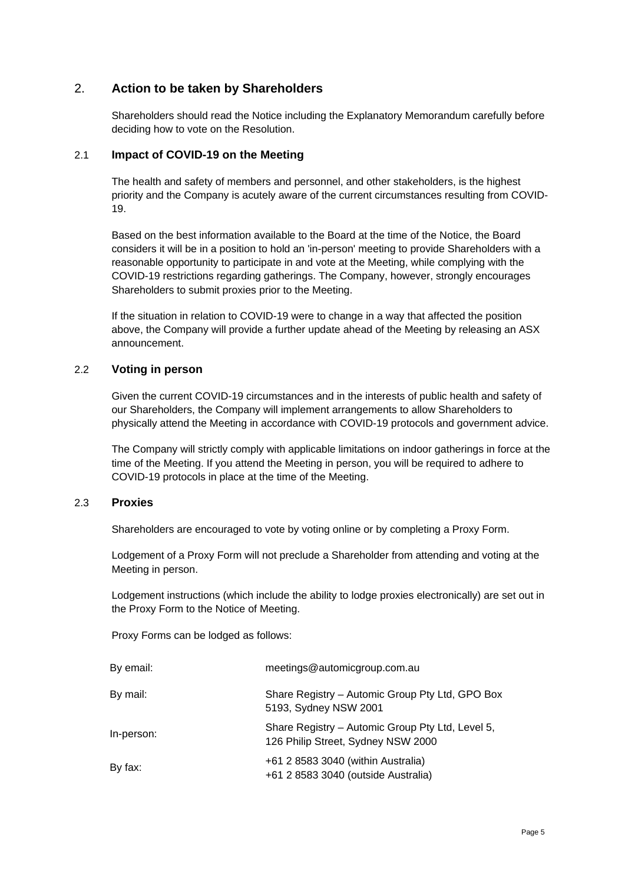## 2. Action to be taken by Shareholders

Shareholders should read the Notice including the Explanatory Memorandum carefully before deciding how to vote on the Resolution.

### 2.1 Impact of COVID-19 on the Meeting

The health and safety of members and personnel, and other stakeholders, is the highest priority and the Company is acutely aware of the current circumstances resulting from COVID-19.

Based on the best information available to the Board at the time of the Notice, the Board considers it will be in a position to hold an 'in-person' meeting to provide Shareholders with a reasonable opportunity to participate in and vote at the Meeting, while complying with the COVID-19 restrictions regarding gatherings. The Company, however, strongly encourages Shareholders to submit proxies prior to the Meeting.

If the situation in relation to COVID-19 were to change in a way that affected the position above, the Company will provide a further update ahead of the Meeting by releasing an ASX announcement.

### 2.2 Voting in person

Given the current COVID-19 circumstances and in the interests of public health and safety of our Shareholders, the Company will implement arrangements to allow Shareholders to physically attend the Meeting in accordance with COVID-19 protocols and government advice.

The Company will strictly comply with applicable limitations on indoor gatherings in force at the time of the Meeting. If you attend the Meeting in person, you will be required to adhere to COVID-19 protocols in place at the time of the Meeting.

### 2.3 Proxies

Shareholders are encouraged to vote by voting online or by completing a Proxy Form.

Lodgement of a Proxy Form will not preclude a Shareholder from attending and voting at the Meeting in person.

Lodgement instructions (which include the ability to lodge proxies electronically) are set out in the Proxy Form to the Notice of Meeting.

Proxy Forms can be lodged as follows:

| | |
|---|---|
| By email: | meetings@automicgroup.com.au |
| By mail: | Share Registry – Automic Group Pty Ltd, GPO Box 5193, Sydney NSW 2001 |
| In-person: | Share Registry – Automic Group Pty Ltd, Level 5, 126 Philip Street, Sydney NSW 2000 |
| By fax: | +61 2 8583 3040 (within Australia)<br>+61 2 8583 3040 (outside Australia) |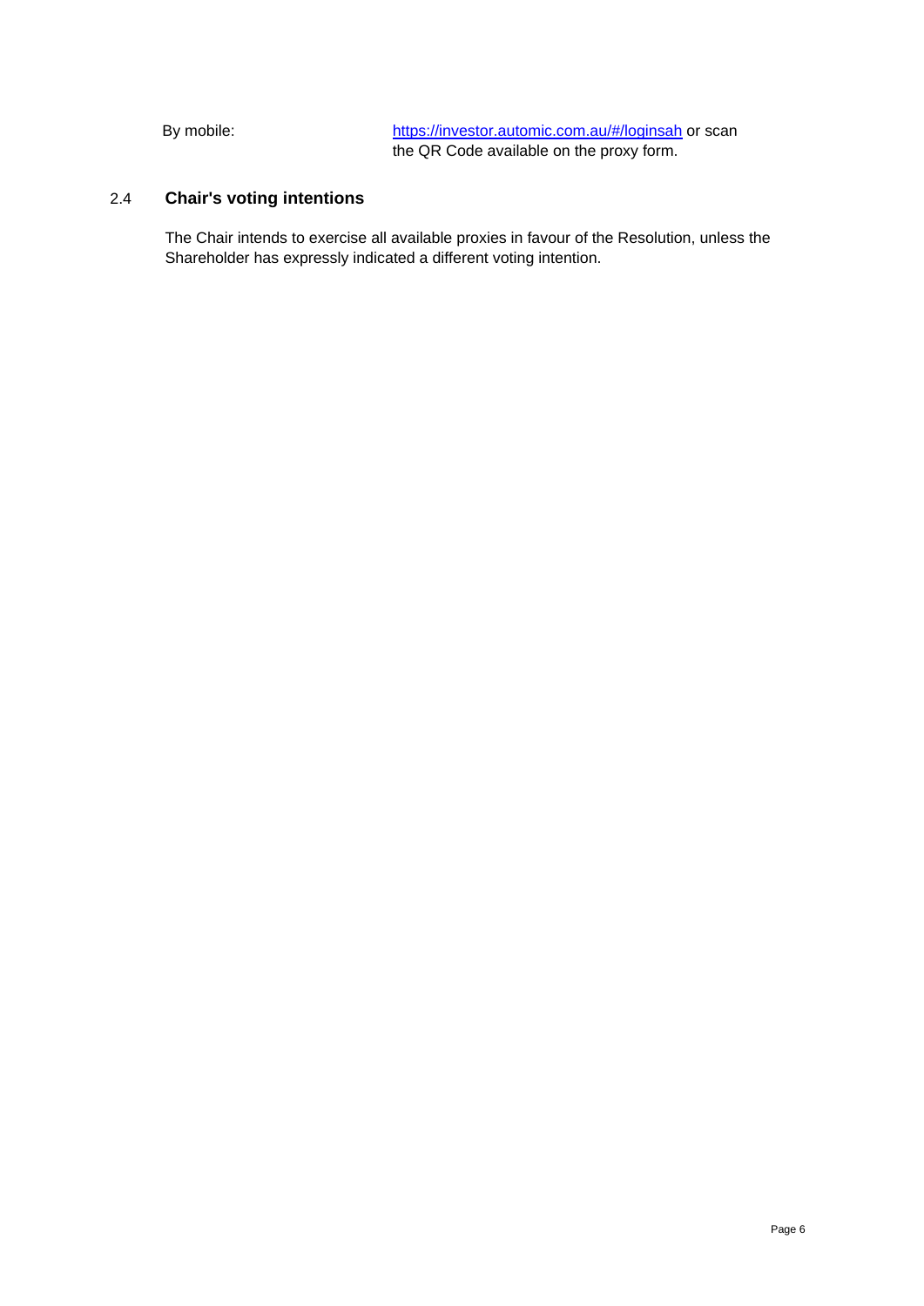By mobile: https://investor.automic.com.au/#/loginsah or scan the QR Code available on the proxy form.

## 2.4 Chair's voting intentions

The Chair intends to exercise all available proxies in favour of the Resolution, unless the Shareholder has expressly indicated a different voting intention.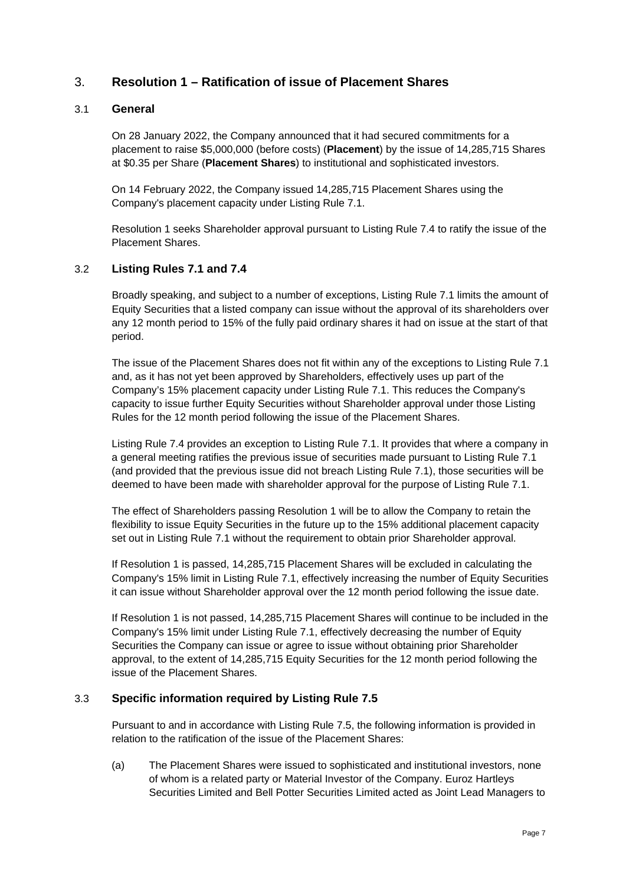## 3. Resolution 1 – Ratification of issue of Placement Shares

### 3.1 General

On 28 January 2022, the Company announced that it had secured commitments for a placement to raise $5,000,000 (before costs) (**Placement**) by the issue of 14,285,715 Shares at $0.35 per Share (**Placement Shares**) to institutional and sophisticated investors.

On 14 February 2022, the Company issued 14,285,715 Placement Shares using the Company's placement capacity under Listing Rule 7.1.

Resolution 1 seeks Shareholder approval pursuant to Listing Rule 7.4 to ratify the issue of the Placement Shares.

### 3.2 Listing Rules 7.1 and 7.4

Broadly speaking, and subject to a number of exceptions, Listing Rule 7.1 limits the amount of Equity Securities that a listed company can issue without the approval of its shareholders over any 12 month period to 15% of the fully paid ordinary shares it had on issue at the start of that period.

The issue of the Placement Shares does not fit within any of the exceptions to Listing Rule 7.1 and, as it has not yet been approved by Shareholders, effectively uses up part of the Company's 15% placement capacity under Listing Rule 7.1. This reduces the Company's capacity to issue further Equity Securities without Shareholder approval under those Listing Rules for the 12 month period following the issue of the Placement Shares.

Listing Rule 7.4 provides an exception to Listing Rule 7.1. It provides that where a company in a general meeting ratifies the previous issue of securities made pursuant to Listing Rule 7.1 (and provided that the previous issue did not breach Listing Rule 7.1), those securities will be deemed to have been made with shareholder approval for the purpose of Listing Rule 7.1.

The effect of Shareholders passing Resolution 1 will be to allow the Company to retain the flexibility to issue Equity Securities in the future up to the 15% additional placement capacity set out in Listing Rule 7.1 without the requirement to obtain prior Shareholder approval.

If Resolution 1 is passed, 14,285,715 Placement Shares will be excluded in calculating the Company's 15% limit in Listing Rule 7.1, effectively increasing the number of Equity Securities it can issue without Shareholder approval over the 12 month period following the issue date.

If Resolution 1 is not passed, 14,285,715 Placement Shares will continue to be included in the Company's 15% limit under Listing Rule 7.1, effectively decreasing the number of Equity Securities the Company can issue or agree to issue without obtaining prior Shareholder approval, to the extent of 14,285,715 Equity Securities for the 12 month period following the issue of the Placement Shares.

### 3.3 Specific information required by Listing Rule 7.5

Pursuant to and in accordance with Listing Rule 7.5, the following information is provided in relation to the ratification of the issue of the Placement Shares:

(a) The Placement Shares were issued to sophisticated and institutional investors, none of whom is a related party or Material Investor of the Company. Euroz Hartleys Securities Limited and Bell Potter Securities Limited acted as Joint Lead Managers to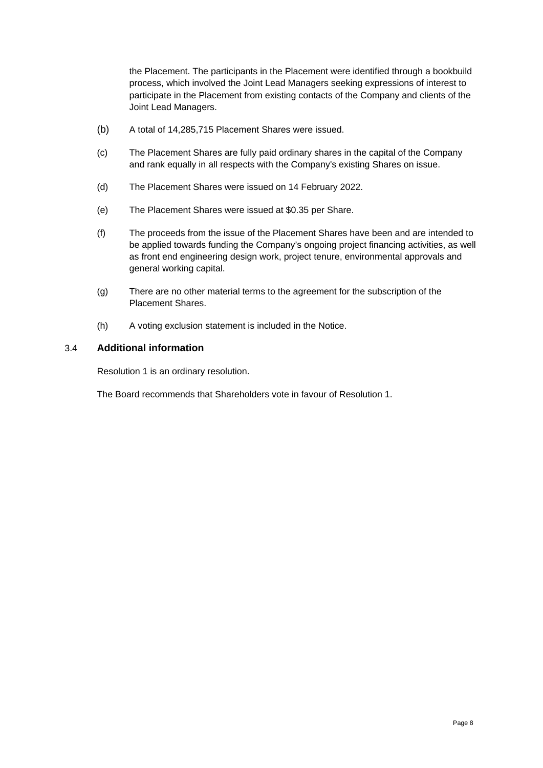the Placement. The participants in the Placement were identified through a bookbuild process, which involved the Joint Lead Managers seeking expressions of interest to participate in the Placement from existing contacts of the Company and clients of the Joint Lead Managers.

(b) A total of 14,285,715 Placement Shares were issued.

(c) The Placement Shares are fully paid ordinary shares in the capital of the Company and rank equally in all respects with the Company's existing Shares on issue.

(d) The Placement Shares were issued on 14 February 2022.

(e) The Placement Shares were issued at $0.35 per Share.

(f) The proceeds from the issue of the Placement Shares have been and are intended to be applied towards funding the Company's ongoing project financing activities, as well as front end engineering design work, project tenure, environmental approvals and general working capital.

(g) There are no other material terms to the agreement for the subscription of the Placement Shares.

(h) A voting exclusion statement is included in the Notice.

### 3.4 Additional information

Resolution 1 is an ordinary resolution.

The Board recommends that Shareholders vote in favour of Resolution 1.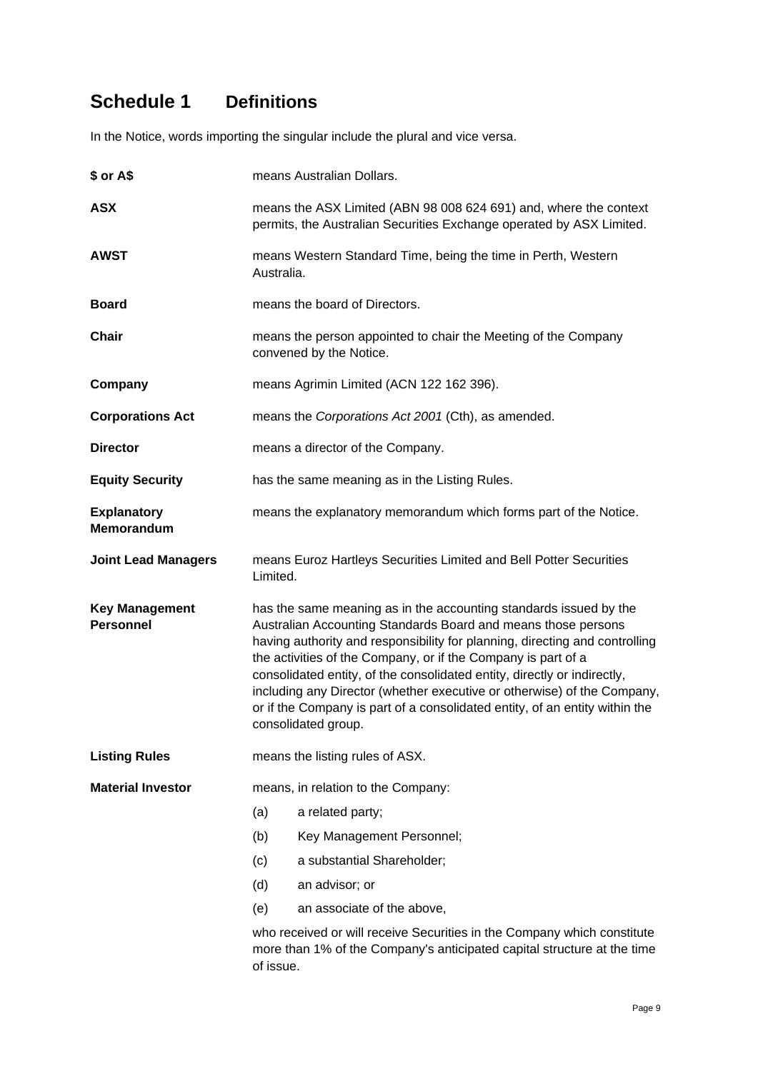# Schedule 1 Definitions

In the Notice, words importing the singular include the plural and vice versa.

| | |
|---|---|
| **$ or A$** | means Australian Dollars. |
| **ASX** | means the ASX Limited (ABN 98 008 624 691) and, where the context permits, the Australian Securities Exchange operated by ASX Limited. |
| **AWST** | means Western Standard Time, being the time in Perth, Western Australia. |
| **Board** | means the board of Directors. |
| **Chair** | means the person appointed to chair the Meeting of the Company convened by the Notice. |
| **Company** | means Agrimin Limited (ACN 122 162 396). |
| **Corporations Act** | means the *Corporations Act 2001* (Cth), as amended. |
| **Director** | means a director of the Company. |
| **Equity Security** | has the same meaning as in the Listing Rules. |
| **Explanatory Memorandum** | means the explanatory memorandum which forms part of the Notice. |
| **Joint Lead Managers** | means Euroz Hartleys Securities Limited and Bell Potter Securities Limited. |
| **Key Management Personnel** | has the same meaning as in the accounting standards issued by the Australian Accounting Standards Board and means those persons having authority and responsibility for planning, directing and controlling the activities of the Company, or if the Company is part of a consolidated entity, of the consolidated entity, directly or indirectly, including any Director (whether executive or otherwise) of the Company, or if the Company is part of a consolidated entity, of an entity within the consolidated group. |
| **Listing Rules** | means the listing rules of ASX. |
| **Material Investor** | means, in relation to the Company:<br>(a) a related party;<br>(b) Key Management Personnel;<br>(c) a substantial Shareholder;<br>(d) an advisor; or<br>(e) an associate of the above,<br>who received or will receive Securities in the Company which constitute more than 1% of the Company's anticipated capital structure at the time of issue. |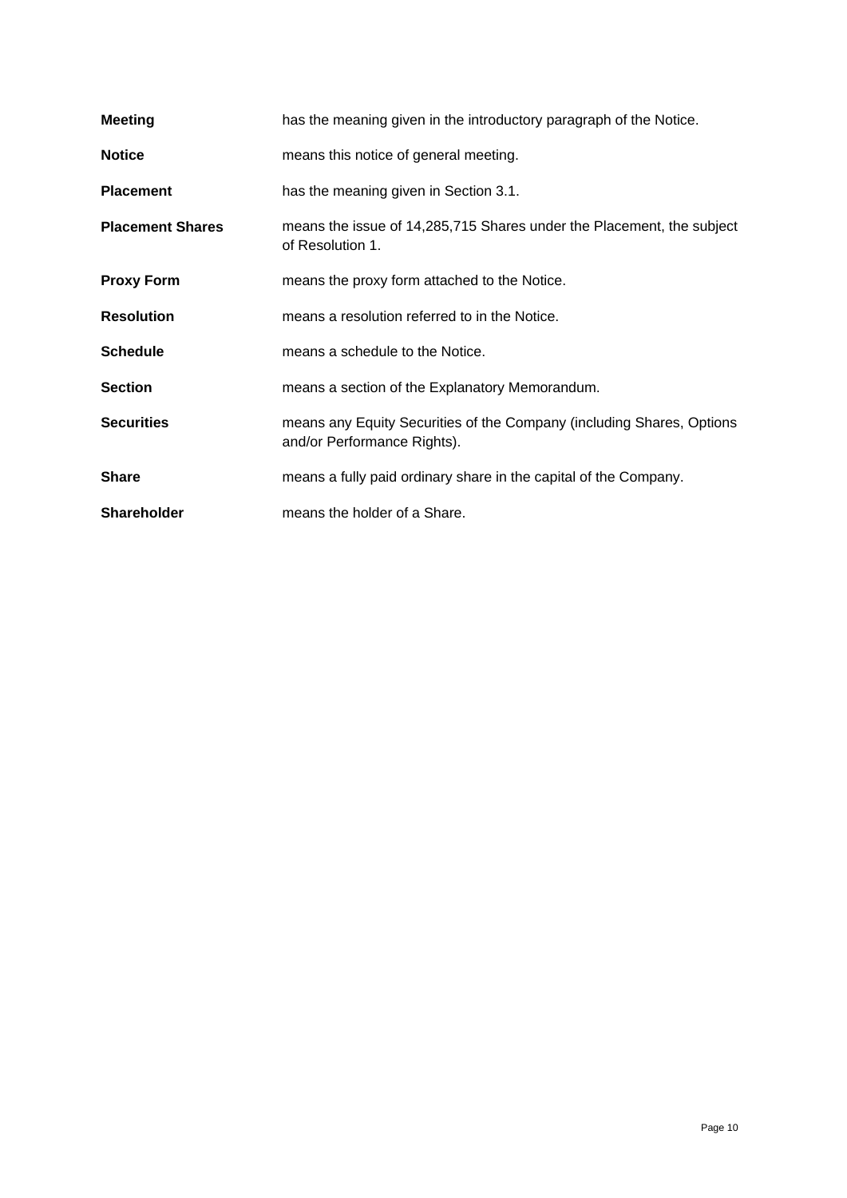| | |
|---|---|
| **Meeting** | has the meaning given in the introductory paragraph of the Notice. |
| **Notice** | means this notice of general meeting. |
| **Placement** | has the meaning given in Section 3.1. |
| **Placement Shares** | means the issue of 14,285,715 Shares under the Placement, the subject of Resolution 1. |
| **Proxy Form** | means the proxy form attached to the Notice. |
| **Resolution** | means a resolution referred to in the Notice. |
| **Schedule** | means a schedule to the Notice. |
| **Section** | means a section of the Explanatory Memorandum. |
| **Securities** | means any Equity Securities of the Company (including Shares, Options and/or Performance Rights). |
| **Share** | means a fully paid ordinary share in the capital of the Company. |
| **Shareholder** | means the holder of a Share. |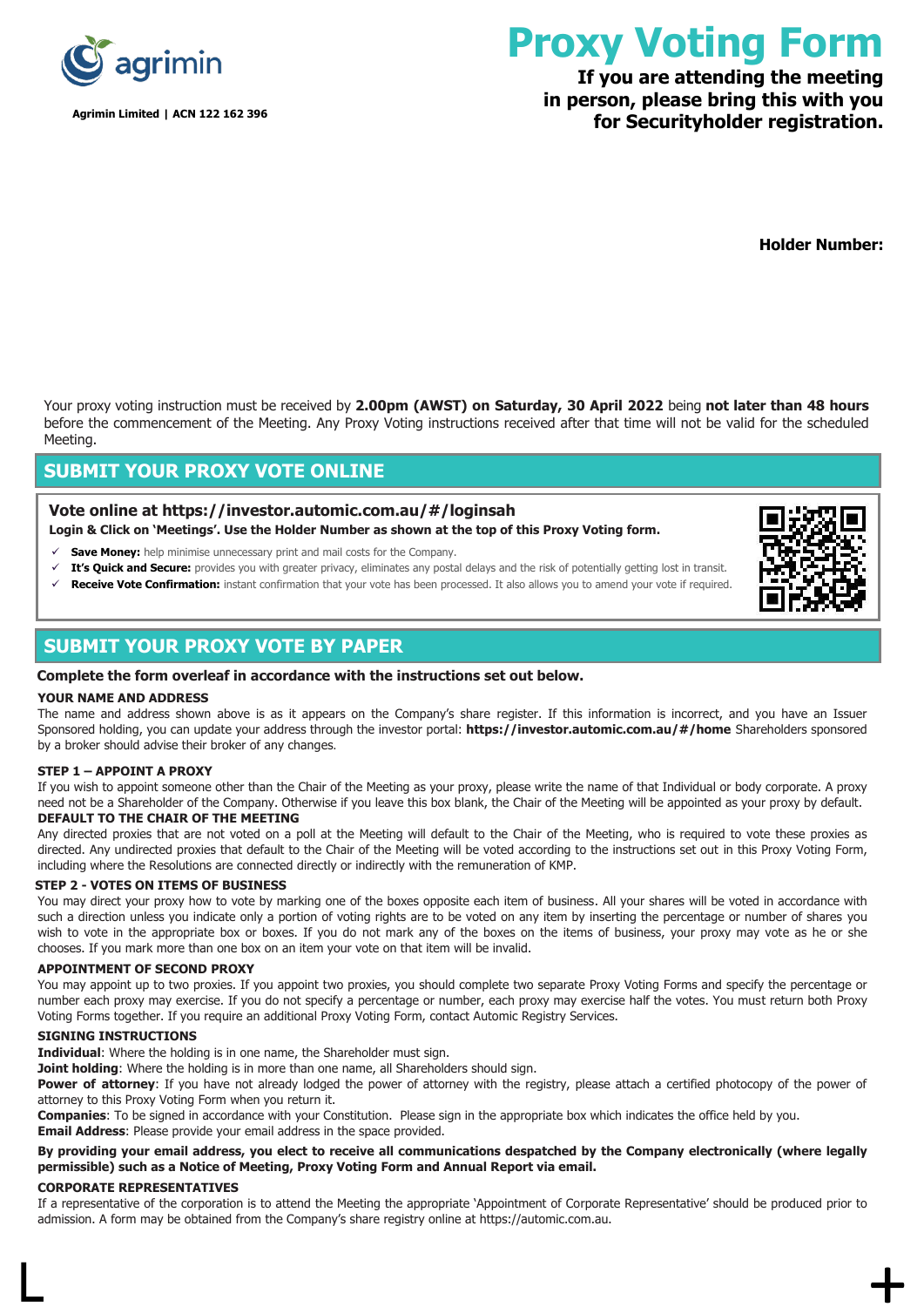agrimin

Agrimin Limited | ACN 122 162 396

# Proxy Voting Form

**If you are attending the meeting in person, please bring this with you for Securityholder registration.**

**Holder Number:**

Your proxy voting instruction must be received by **2.00pm (AWST) on Saturday, 30 April 2022** being **not later than 48 hours** before the commencement of the Meeting. Any Proxy Voting instructions received after that time will not be valid for the scheduled Meeting.

## SUBMIT YOUR PROXY VOTE ONLINE

### Vote online at https://investor.automic.com.au/#/loginsah

**Login & Click on 'Meetings'. Use the Holder Number as shown at the top of this Proxy Voting form.**

- ✓ **Save Money:** help minimise unnecessary print and mail costs for the Company.
- ✓ **It's Quick and Secure:** provides you with greater privacy, eliminates any postal delays and the risk of potentially getting lost in transit.
- ✓ **Receive Vote Confirmation:** instant confirmation that your vote has been processed. It also allows you to amend your vote if required.

## SUBMIT YOUR PROXY VOTE BY PAPER

**Complete the form overleaf in accordance with the instructions set out below.**

**YOUR NAME AND ADDRESS**

The name and address shown above is as it appears on the Company's share register. If this information is incorrect, and you have an Issuer Sponsored holding, you can update your address through the investor portal: **https://investor.automic.com.au/#/home** Shareholders sponsored by a broker should advise their broker of any changes.

**STEP 1 – APPOINT A PROXY**

If you wish to appoint someone other than the Chair of the Meeting as your proxy, please write the name of that Individual or body corporate. A proxy need not be a Shareholder of the Company. Otherwise if you leave this box blank, the Chair of the Meeting will be appointed as your proxy by default.

**DEFAULT TO THE CHAIR OF THE MEETING**

Any directed proxies that are not voted on a poll at the Meeting will default to the Chair of the Meeting, who is required to vote these proxies as directed. Any undirected proxies that default to the Chair of the Meeting will be voted according to the instructions set out in this Proxy Voting Form, including where the Resolutions are connected directly or indirectly with the remuneration of KMP.

**STEP 2 - VOTES ON ITEMS OF BUSINESS**

You may direct your proxy how to vote by marking one of the boxes opposite each item of business. All your shares will be voted in accordance with such a direction unless you indicate only a portion of voting rights are to be voted on any item by inserting the percentage or number of shares you wish to vote in the appropriate box or boxes. If you do not mark any of the boxes on the items of business, your proxy may vote as he or she chooses. If you mark more than one box on an item your vote on that item will be invalid.

**APPOINTMENT OF SECOND PROXY**

You may appoint up to two proxies. If you appoint two proxies, you should complete two separate Proxy Voting Forms and specify the percentage or number each proxy may exercise. If you do not specify a percentage or number, each proxy may exercise half the votes. You must return both Proxy Voting Forms together. If you require an additional Proxy Voting Form, contact Automic Registry Services.

**SIGNING INSTRUCTIONS**

**Individual**: Where the holding is in one name, the Shareholder must sign.

**Joint holding**: Where the holding is in more than one name, all Shareholders should sign.

**Power of attorney**: If you have not already lodged the power of attorney with the registry, please attach a certified photocopy of the power of attorney to this Proxy Voting Form when you return it.

**Companies**: To be signed in accordance with your Constitution. Please sign in the appropriate box which indicates the office held by you.

**Email Address**: Please provide your email address in the space provided.

**By providing your email address, you elect to receive all communications despatched by the Company electronically (where legally permissible) such as a Notice of Meeting, Proxy Voting Form and Annual Report via email.**

**CORPORATE REPRESENTATIVES**

If a representative of the corporation is to attend the Meeting the appropriate 'Appointment of Corporate Representative' should be produced prior to admission. A form may be obtained from the Company's share registry online at https://automic.com.au.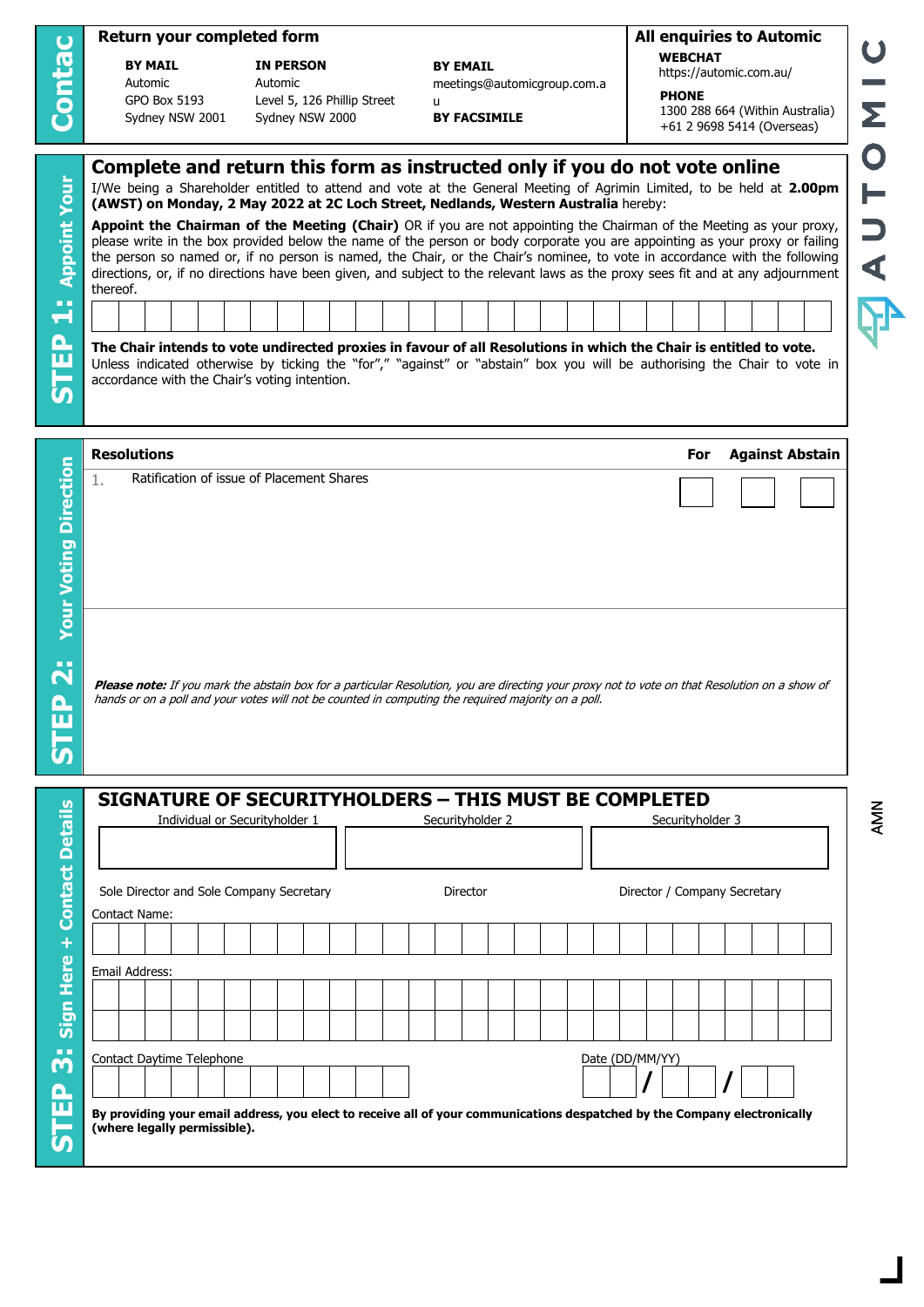**Contac**

**Return your completed form**

**BY MAIL**
Automic
GPO Box 5193
Sydney NSW 2001

**IN PERSON**
Automic
Level 5, 126 Phillip Street
Sydney NSW 2000

**BY EMAIL**
meetings@automicgroup.com.a
u

**BY FACSIMILE**

**All enquiries to Automic**

**WEBCHAT**
https://automic.com.au/

**PHONE**
1300 288 664 (Within Australia)
+61 2 9698 5414 (Overseas)

AUTOMIC

## STEP 1: Appoint Your

## Complete and return this form as instructed only if you do not vote online

I/We being a Shareholder entitled to attend and vote at the General Meeting of Agrimin Limited, to be held at **2.00pm (AWST) on Monday, 2 May 2022 at 2C Loch Street, Nedlands, Western Australia** hereby:

**Appoint the Chairman of the Meeting (Chair)** OR if you are not appointing the Chairman of the Meeting as your proxy, please write in the box provided below the name of the person or body corporate you are appointing as your proxy or failing the person so named or, if no person is named, the Chair, or the Chair's nominee, to vote in accordance with the following directions, or, if no directions have been given, and subject to the relevant laws as the proxy sees fit and at any adjournment thereof.

| | | | | | | | | | | | | | | | | | | | | | | | | | | | |
|---|---|---|---|---|---|---|---|---|---|---|---|---|---|---|---|---|---|---|---|---|---|---|---|---|---|---|---|
| | | | | | | | | | | | | | | | | | | | | | | | | | | | |

**The Chair intends to vote undirected proxies in favour of all Resolutions in which the Chair is entitled to vote.**
Unless indicated otherwise by ticking the "for"," "against" or "abstain" box you will be authorising the Chair to vote in accordance with the Chair's voting intention.

## STEP 2: Your Voting Direction

| Resolutions | For | Against | Abstain |
|---|---|---|---|
| 1. Ratification of issue of Placement Shares | ☐ | ☐ | ☐ |

***Please note:*** *If you mark the abstain box for a particular Resolution, you are directing your proxy not to vote on that Resolution on a show of hands or on a poll and your votes will not be counted in computing the required majority on a poll.*

## STEP 3: Sign Here + Contact Details

## SIGNATURE OF SECURITYHOLDERS – THIS MUST BE COMPLETED

| Individual or Securityholder 1 | Securityholder 2 | Securityholder 3 |
|---|---|---|
| | | |
| Sole Director and Sole Company Secretary | Director | Director / Company Secretary |

Contact Name:

Email Address:

Contact Daytime Telephone

Date (DD/MM/YY) ___ / ___ / ___

**By providing your email address, you elect to receive all of your communications despatched by the Company electronically (where legally permissible).**

AMN